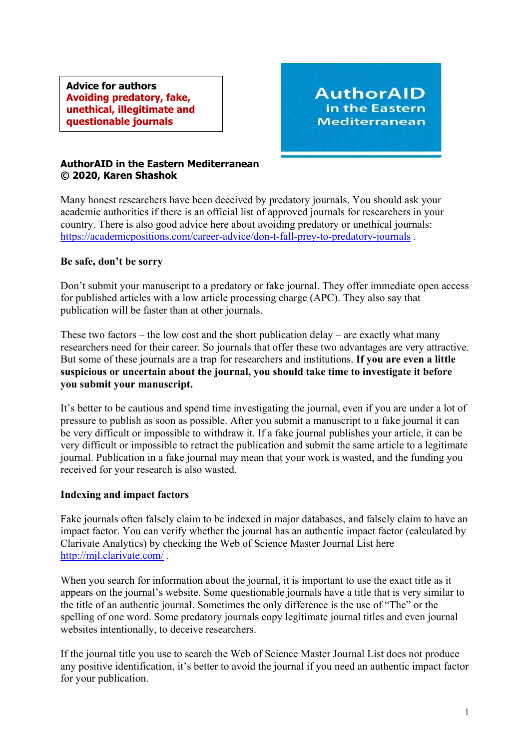**Advice for authors**
**Avoiding predatory, fake, unethical, illegitimate and questionable journals**

AuthorAID in the Eastern Mediterranean

**AuthorAID in the Eastern Mediterranean**
**© 2020, Karen Shashok**

Many honest researchers have been deceived by predatory journals. You should ask your academic authorities if there is an official list of approved journals for researchers in your country. There is also good advice here about avoiding predatory or unethical journals: https://academicpositions.com/career-advice/don-t-fall-prey-to-predatory-journals .

## Be safe, don't be sorry

Don't submit your manuscript to a predatory or fake journal. They offer immediate open access for published articles with a low article processing charge (APC). They also say that publication will be faster than at other journals.

These two factors – the low cost and the short publication delay – are exactly what many researchers need for their career. So journals that offer these two advantages are very attractive. But some of these journals are a trap for researchers and institutions. **If you are even a little suspicious or uncertain about the journal, you should take time to investigate it before you submit your manuscript.**

It's better to be cautious and spend time investigating the journal, even if you are under a lot of pressure to publish as soon as possible. After you submit a manuscript to a fake journal it can be very difficult or impossible to withdraw it. If a fake journal publishes your article, it can be very difficult or impossible to retract the publication and submit the same article to a legitimate journal. Publication in a fake journal may mean that your work is wasted, and the funding you received for your research is also wasted.

## Indexing and impact factors

Fake journals often falsely claim to be indexed in major databases, and falsely claim to have an impact factor. You can verify whether the journal has an authentic impact factor (calculated by Clarivate Analytics) by checking the Web of Science Master Journal List here http://mjl.clarivate.com/ .

When you search for information about the journal, it is important to use the exact title as it appears on the journal's website. Some questionable journals have a title that is very similar to the title of an authentic journal. Sometimes the only difference is the use of "The" or the spelling of one word. Some predatory journals copy legitimate journal titles and even journal websites intentionally, to deceive researchers.

If the journal title you use to search the Web of Science Master Journal List does not produce any positive identification, it's better to avoid the journal if you need an authentic impact factor for your publication.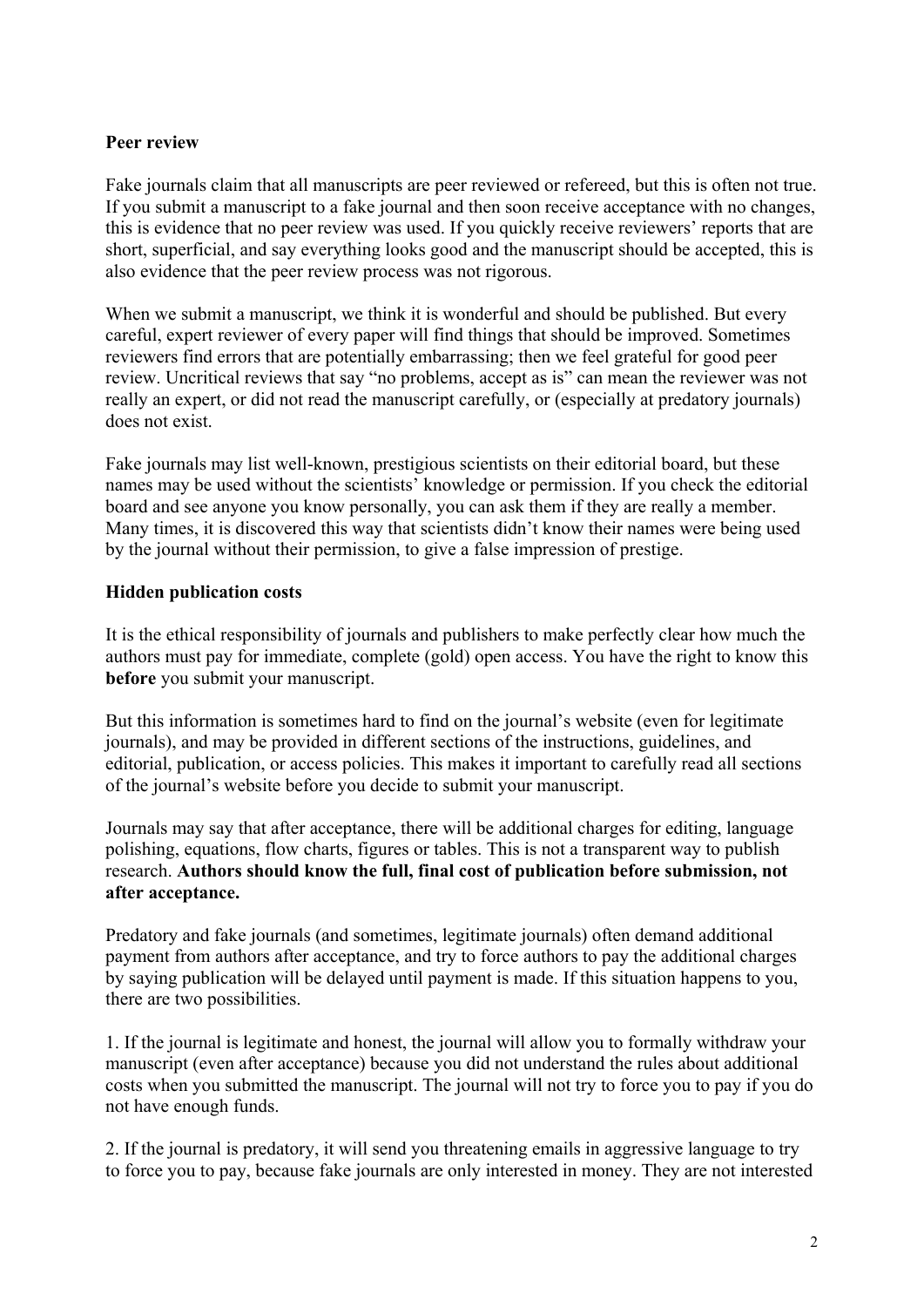**Peer review**

Fake journals claim that all manuscripts are peer reviewed or refereed, but this is often not true. If you submit a manuscript to a fake journal and then soon receive acceptance with no changes, this is evidence that no peer review was used. If you quickly receive reviewers' reports that are short, superficial, and say everything looks good and the manuscript should be accepted, this is also evidence that the peer review process was not rigorous.

When we submit a manuscript, we think it is wonderful and should be published. But every careful, expert reviewer of every paper will find things that should be improved. Sometimes reviewers find errors that are potentially embarrassing; then we feel grateful for good peer review. Uncritical reviews that say "no problems, accept as is" can mean the reviewer was not really an expert, or did not read the manuscript carefully, or (especially at predatory journals) does not exist.

Fake journals may list well-known, prestigious scientists on their editorial board, but these names may be used without the scientists' knowledge or permission. If you check the editorial board and see anyone you know personally, you can ask them if they are really a member. Many times, it is discovered this way that scientists didn't know their names were being used by the journal without their permission, to give a false impression of prestige.

**Hidden publication costs**

It is the ethical responsibility of journals and publishers to make perfectly clear how much the authors must pay for immediate, complete (gold) open access. You have the right to know this **before** you submit your manuscript.

But this information is sometimes hard to find on the journal's website (even for legitimate journals), and may be provided in different sections of the instructions, guidelines, and editorial, publication, or access policies. This makes it important to carefully read all sections of the journal's website before you decide to submit your manuscript.

Journals may say that after acceptance, there will be additional charges for editing, language polishing, equations, flow charts, figures or tables. This is not a transparent way to publish research. **Authors should know the full, final cost of publication before submission, not after acceptance.**

Predatory and fake journals (and sometimes, legitimate journals) often demand additional payment from authors after acceptance, and try to force authors to pay the additional charges by saying publication will be delayed until payment is made. If this situation happens to you, there are two possibilities.

1. If the journal is legitimate and honest, the journal will allow you to formally withdraw your manuscript (even after acceptance) because you did not understand the rules about additional costs when you submitted the manuscript. The journal will not try to force you to pay if you do not have enough funds.

2. If the journal is predatory, it will send you threatening emails in aggressive language to try to force you to pay, because fake journals are only interested in money. They are not interested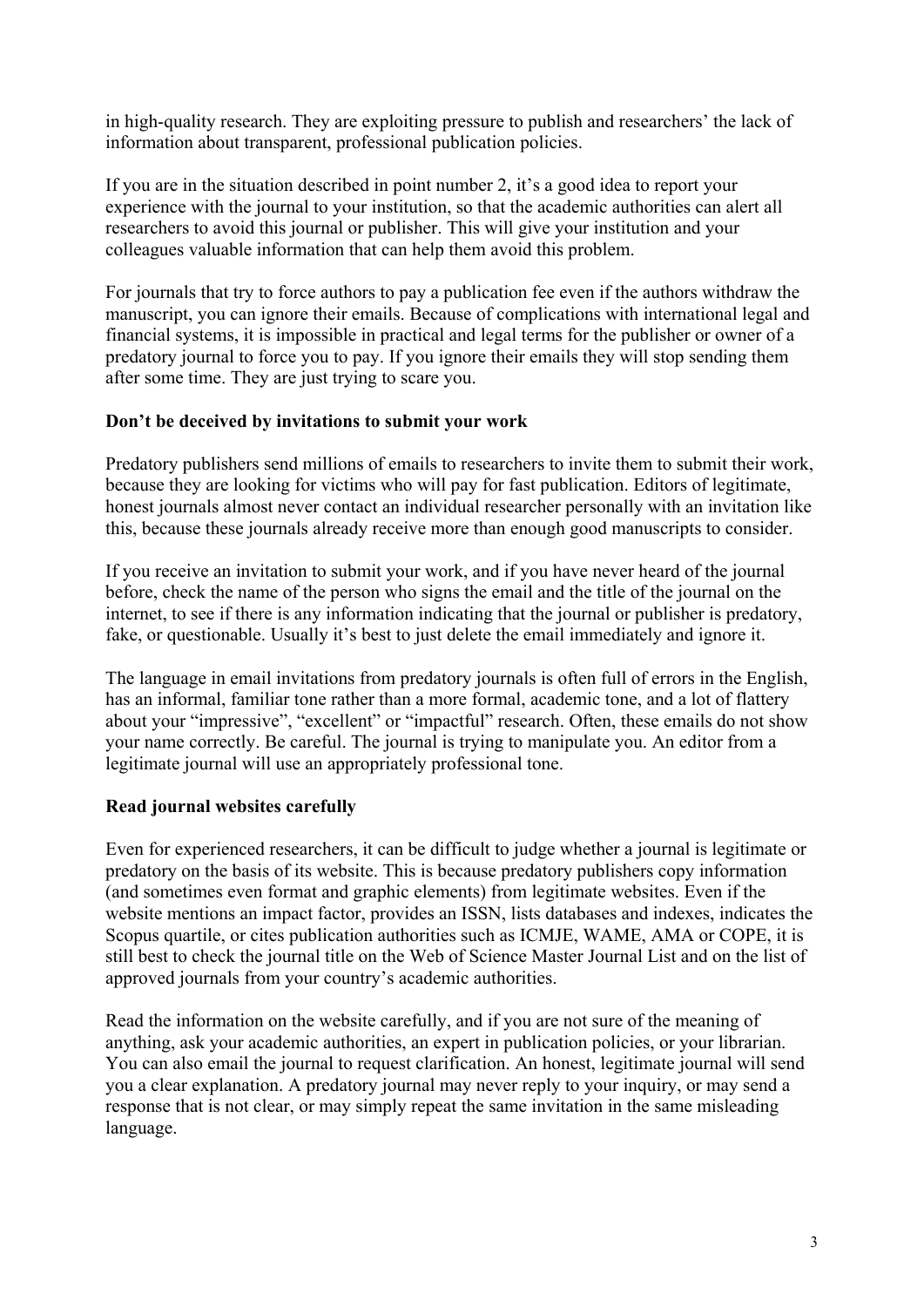in high-quality research. They are exploiting pressure to publish and researchers' the lack of information about transparent, professional publication policies.

If you are in the situation described in point number 2, it's a good idea to report your experience with the journal to your institution, so that the academic authorities can alert all researchers to avoid this journal or publisher. This will give your institution and your colleagues valuable information that can help them avoid this problem.

For journals that try to force authors to pay a publication fee even if the authors withdraw the manuscript, you can ignore their emails. Because of complications with international legal and financial systems, it is impossible in practical and legal terms for the publisher or owner of a predatory journal to force you to pay. If you ignore their emails they will stop sending them after some time. They are just trying to scare you.

**Don't be deceived by invitations to submit your work**

Predatory publishers send millions of emails to researchers to invite them to submit their work, because they are looking for victims who will pay for fast publication. Editors of legitimate, honest journals almost never contact an individual researcher personally with an invitation like this, because these journals already receive more than enough good manuscripts to consider.

If you receive an invitation to submit your work, and if you have never heard of the journal before, check the name of the person who signs the email and the title of the journal on the internet, to see if there is any information indicating that the journal or publisher is predatory, fake, or questionable. Usually it's best to just delete the email immediately and ignore it.

The language in email invitations from predatory journals is often full of errors in the English, has an informal, familiar tone rather than a more formal, academic tone, and a lot of flattery about your "impressive", "excellent" or "impactful" research. Often, these emails do not show your name correctly. Be careful. The journal is trying to manipulate you. An editor from a legitimate journal will use an appropriately professional tone.

**Read journal websites carefully**

Even for experienced researchers, it can be difficult to judge whether a journal is legitimate or predatory on the basis of its website. This is because predatory publishers copy information (and sometimes even format and graphic elements) from legitimate websites. Even if the website mentions an impact factor, provides an ISSN, lists databases and indexes, indicates the Scopus quartile, or cites publication authorities such as ICMJE, WAME, AMA or COPE, it is still best to check the journal title on the Web of Science Master Journal List and on the list of approved journals from your country's academic authorities.

Read the information on the website carefully, and if you are not sure of the meaning of anything, ask your academic authorities, an expert in publication policies, or your librarian. You can also email the journal to request clarification. An honest, legitimate journal will send you a clear explanation. A predatory journal may never reply to your inquiry, or may send a response that is not clear, or may simply repeat the same invitation in the same misleading language.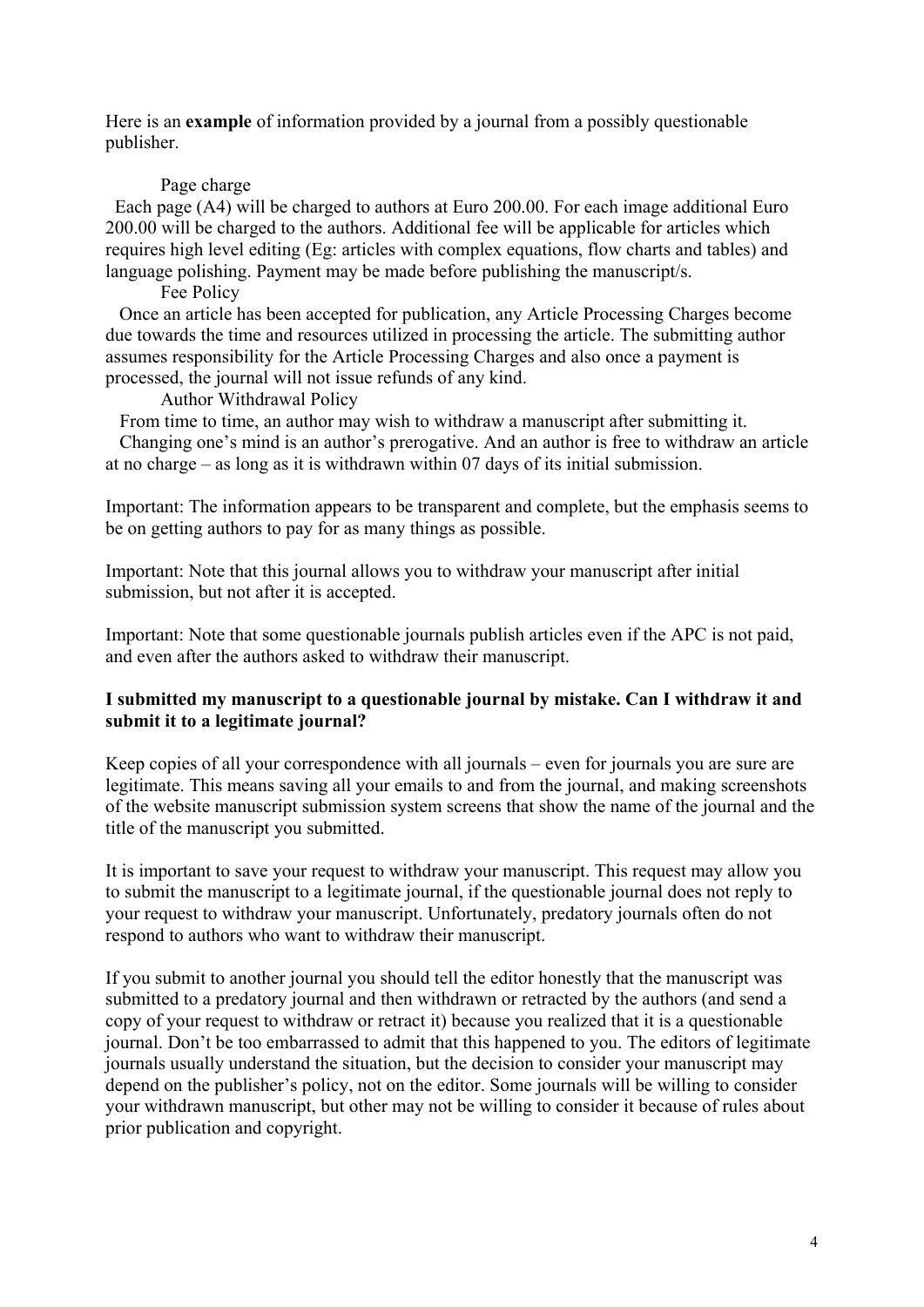Here is an **example** of information provided by a journal from a possibly questionable publisher.

Page charge

Each page (A4) will be charged to authors at Euro 200.00. For each image additional Euro 200.00 will be charged to the authors. Additional fee will be applicable for articles which requires high level editing (Eg: articles with complex equations, flow charts and tables) and language polishing. Payment may be made before publishing the manuscript/s.

Fee Policy

Once an article has been accepted for publication, any Article Processing Charges become due towards the time and resources utilized in processing the article. The submitting author assumes responsibility for the Article Processing Charges and also once a payment is processed, the journal will not issue refunds of any kind.

Author Withdrawal Policy

From time to time, an author may wish to withdraw a manuscript after submitting it.

Changing one's mind is an author's prerogative. And an author is free to withdraw an article at no charge – as long as it is withdrawn within 07 days of its initial submission.

Important: The information appears to be transparent and complete, but the emphasis seems to be on getting authors to pay for as many things as possible.

Important: Note that this journal allows you to withdraw your manuscript after initial submission, but not after it is accepted.

Important: Note that some questionable journals publish articles even if the APC is not paid, and even after the authors asked to withdraw their manuscript.

**I submitted my manuscript to a questionable journal by mistake. Can I withdraw it and submit it to a legitimate journal?**

Keep copies of all your correspondence with all journals – even for journals you are sure are legitimate. This means saving all your emails to and from the journal, and making screenshots of the website manuscript submission system screens that show the name of the journal and the title of the manuscript you submitted.

It is important to save your request to withdraw your manuscript. This request may allow you to submit the manuscript to a legitimate journal, if the questionable journal does not reply to your request to withdraw your manuscript. Unfortunately, predatory journals often do not respond to authors who want to withdraw their manuscript.

If you submit to another journal you should tell the editor honestly that the manuscript was submitted to a predatory journal and then withdrawn or retracted by the authors (and send a copy of your request to withdraw or retract it) because you realized that it is a questionable journal. Don't be too embarrassed to admit that this happened to you. The editors of legitimate journals usually understand the situation, but the decision to consider your manuscript may depend on the publisher's policy, not on the editor. Some journals will be willing to consider your withdrawn manuscript, but other may not be willing to consider it because of rules about prior publication and copyright.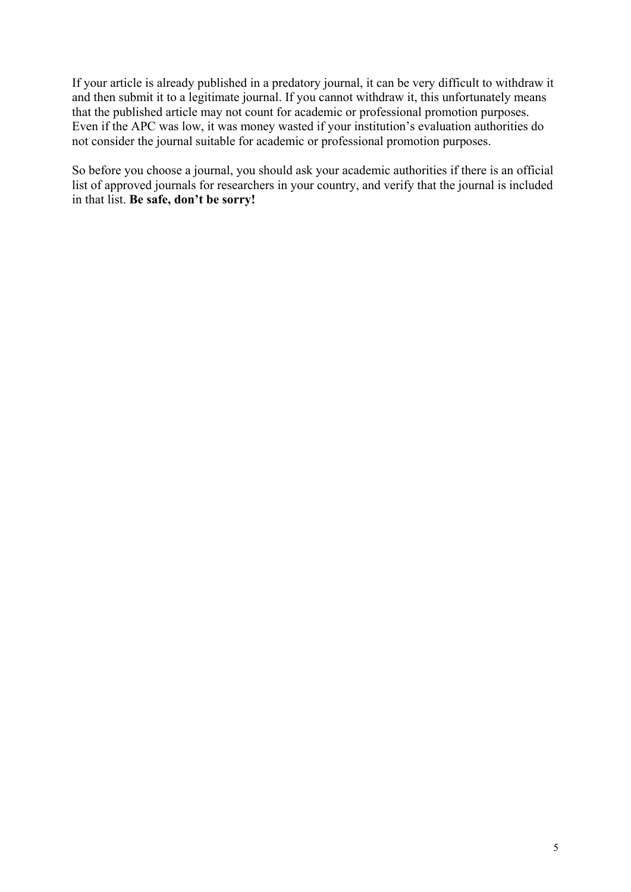If your article is already published in a predatory journal, it can be very difficult to withdraw it and then submit it to a legitimate journal. If you cannot withdraw it, this unfortunately means that the published article may not count for academic or professional promotion purposes. Even if the APC was low, it was money wasted if your institution's evaluation authorities do not consider the journal suitable for academic or professional promotion purposes.

So before you choose a journal, you should ask your academic authorities if there is an official list of approved journals for researchers in your country, and verify that the journal is included in that list. **Be safe, don't be sorry!**